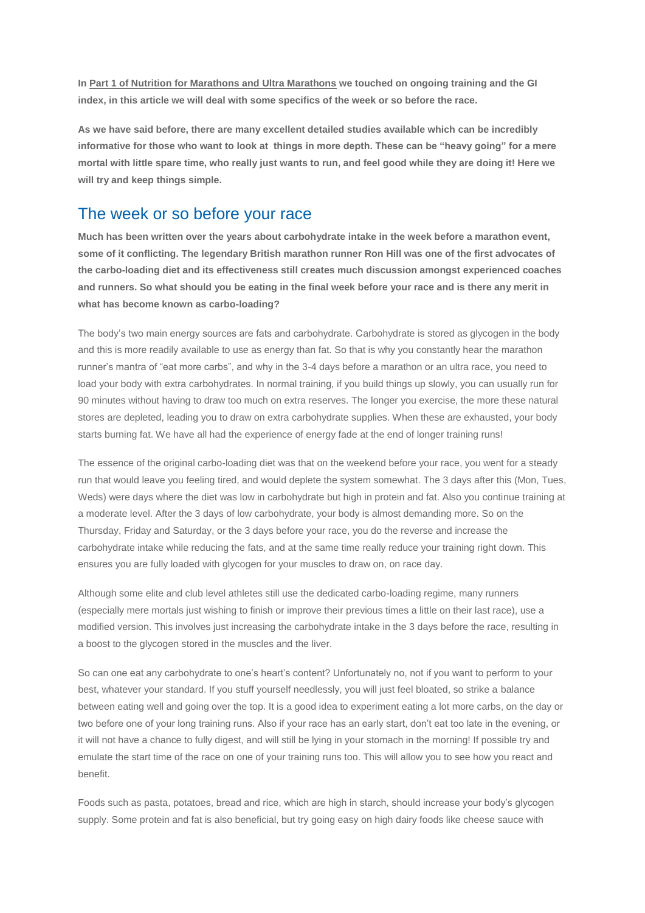**In Part 1 of Nutrition for Marathons and Ultra Marathons we touched on ongoing training and the GI index, in this article we will deal with some specifics of the week or so before the race.**

**As we have said before, there are many excellent detailed studies available which can be incredibly informative for those who want to look at things in more depth. These can be "heavy going" for a mere mortal with little spare time, who really just wants to run, and feel good while they are doing it! Here we will try and keep things simple.**

## The week or so before your race

**Much has been written over the years about carbohydrate intake in the week before a marathon event, some of it conflicting. The legendary British marathon runner Ron Hill was one of the first advocates of the carbo-loading diet and its effectiveness still creates much discussion amongst experienced coaches and runners. So what should you be eating in the final week before your race and is there any merit in what has become known as carbo-loading?**

The body's two main energy sources are fats and carbohydrate. Carbohydrate is stored as glycogen in the body and this is more readily available to use as energy than fat. So that is why you constantly hear the marathon runner's mantra of "eat more carbs", and why in the 3-4 days before a marathon or an ultra race, you need to load your body with extra carbohydrates. In normal training, if you build things up slowly, you can usually run for 90 minutes without having to draw too much on extra reserves. The longer you exercise, the more these natural stores are depleted, leading you to draw on extra carbohydrate supplies. When these are exhausted, your body starts burning fat. We have all had the experience of energy fade at the end of longer training runs!

The essence of the original carbo-loading diet was that on the weekend before your race, you went for a steady run that would leave you feeling tired, and would deplete the system somewhat. The 3 days after this (Mon, Tues, Weds) were days where the diet was low in carbohydrate but high in protein and fat. Also you continue training at a moderate level. After the 3 days of low carbohydrate, your body is almost demanding more. So on the Thursday, Friday and Saturday, or the 3 days before your race, you do the reverse and increase the carbohydrate intake while reducing the fats, and at the same time really reduce your training right down. This ensures you are fully loaded with glycogen for your muscles to draw on, on race day.

Although some elite and club level athletes still use the dedicated carbo-loading regime, many runners (especially mere mortals just wishing to finish or improve their previous times a little on their last race), use a modified version. This involves just increasing the carbohydrate intake in the 3 days before the race, resulting in a boost to the glycogen stored in the muscles and the liver.

So can one eat any carbohydrate to one's heart's content? Unfortunately no, not if you want to perform to your best, whatever your standard. If you stuff yourself needlessly, you will just feel bloated, so strike a balance between eating well and going over the top. It is a good idea to experiment eating a lot more carbs, on the day or two before one of your long training runs. Also if your race has an early start, don't eat too late in the evening, or it will not have a chance to fully digest, and will still be lying in your stomach in the morning! If possible try and emulate the start time of the race on one of your training runs too. This will allow you to see how you react and benefit.

Foods such as pasta, potatoes, bread and rice, which are high in starch, should increase your body's glycogen supply. Some protein and fat is also beneficial, but try going easy on high dairy foods like cheese sauce with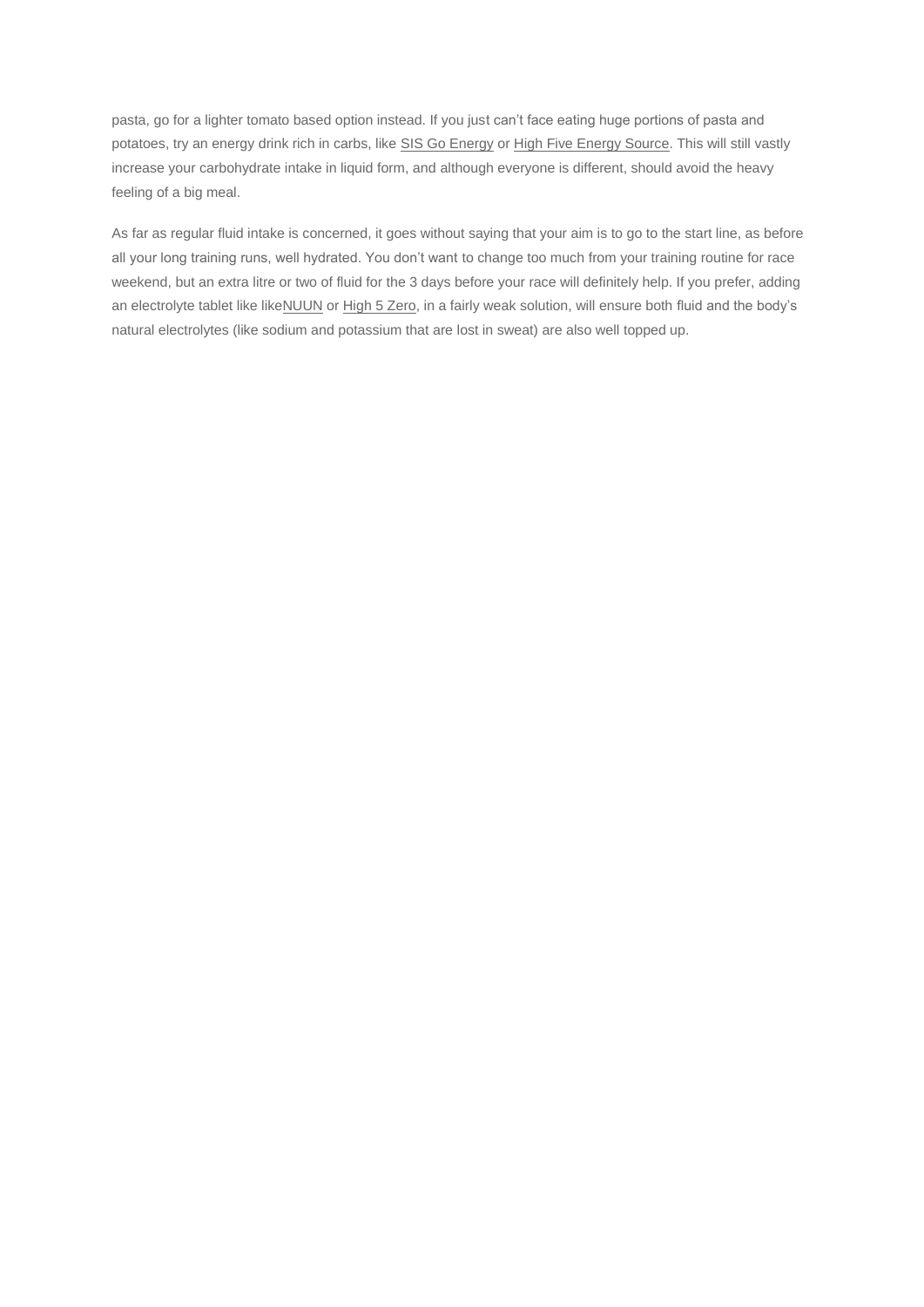pasta, go for a lighter tomato based option instead. If you just can't face eating huge portions of pasta and potatoes, try an energy drink rich in carbs, like SIS Go Energy or High Five Energy Source. This will still vastly increase your carbohydrate intake in liquid form, and although everyone is different, should avoid the heavy feeling of a big meal.

As far as regular fluid intake is concerned, it goes without saying that your aim is to go to the start line, as before all your long training runs, well hydrated. You don't want to change too much from your training routine for race weekend, but an extra litre or two of fluid for the 3 days before your race will definitely help. If you prefer, adding an electrolyte tablet like likeNUUN or High 5 Zero, in a fairly weak solution, will ensure both fluid and the body's natural electrolytes (like sodium and potassium that are lost in sweat) are also well topped up.